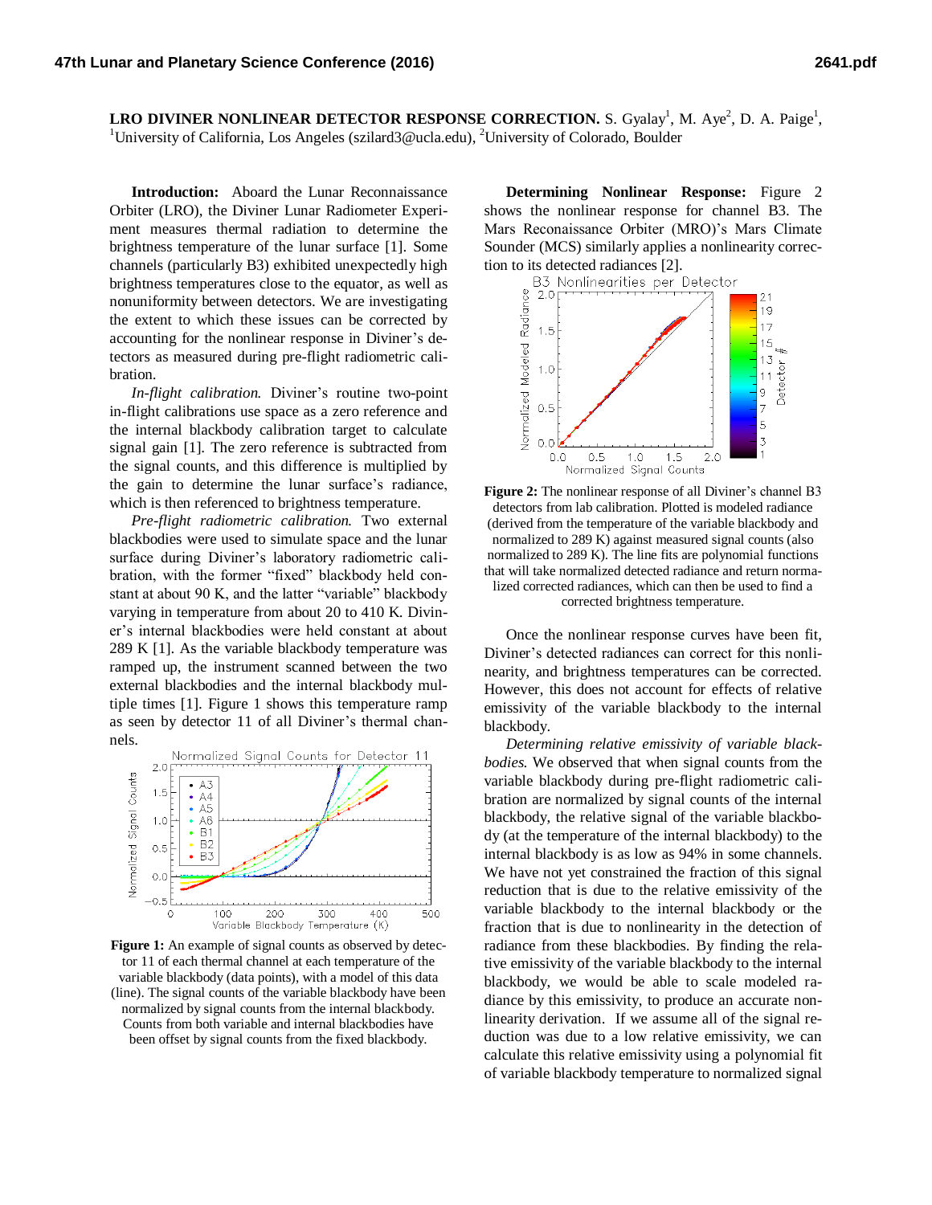**LRO DIVINER NONLINEAR DETECTOR RESPONSE CORRECTION.** S. Gyalay[1], M. Aye[2], D. A. Paige[1], [1]University of California, Los Angeles (szilard3@ucla.edu), [2]University of Colorado, Boulder

**Introduction:** Aboard the Lunar Reconnaissance Orbiter (LRO), the Diviner Lunar Radiometer Experiment measures thermal radiation to determine the brightness temperature of the lunar surface [1]. Some channels (particularly B3) exhibited unexpectedly high brightness temperatures close to the equator, as well as nonuniformity between detectors. We are investigating the extent to which these issues can be corrected by accounting for the nonlinear response in Diviner's detectors as measured during pre-flight radiometric calibration.

*In-flight calibration.* Diviner's routine two-point in-flight calibrations use space as a zero reference and the internal blackbody calibration target to calculate signal gain [1]. The zero reference is subtracted from the signal counts, and this difference is multiplied by the gain to determine the lunar surface's radiance, which is then referenced to brightness temperature.

*Pre-flight radiometric calibration.* Two external blackbodies were used to simulate space and the lunar surface during Diviner's laboratory radiometric calibration, with the former "fixed" blackbody held constant at about 90 K, and the latter "variable" blackbody varying in temperature from about 20 to 410 K. Diviner's internal blackbodies were held constant at about 289 K [1]. As the variable blackbody temperature was ramped up, the instrument scanned between the two external blackbodies and the internal blackbody multiple times [1]. Figure 1 shows this temperature ramp as seen by detector 11 of all Diviner's thermal channels.

**Figure 1:** An example of signal counts as observed by detector 11 of each thermal channel at each temperature of the variable blackbody (data points), with a model of this data (line). The signal counts of the variable blackbody have been normalized by signal counts from the internal blackbody. Counts from both variable and internal blackbodies have been offset by signal counts from the fixed blackbody.

**Determining Nonlinear Response:** Figure 2 shows the nonlinear response for channel B3. The Mars Reconaissance Orbiter (MRO)'s Mars Climate Sounder (MCS) similarly applies a nonlinearity correction to its detected radiances [2].

**Figure 2:** The nonlinear response of all Diviner's channel B3 detectors from lab calibration. Plotted is modeled radiance (derived from the temperature of the variable blackbody and normalized to 289 K) against measured signal counts (also normalized to 289 K). The line fits are polynomial functions that will take normalized detected radiances and return normalized corrected radiances, which can then be used to find a corrected brightness temperature.

Once the nonlinear response curves have been fit, Diviner's detected radiances can correct for this nonlinearity, and brightness temperatures can be corrected. However, this does not account for effects of relative emissivity of the variable blackbody to the internal blackbody.

*Determining relative emissivity of variable blackbodies.* We observed that when signal counts from the variable blackbody during pre-flight radiometric calibration are normalized by signal counts of the internal blackbody, the relative signal of the variable blackbody (at the temperature of the internal blackbody) to the internal blackbody is as low as 94% in some channels. We have not yet constrained the fraction of this signal reduction that is due to the relative emissivity of the variable blackbody to the internal blackbody or the fraction that is due to nonlinearity in the detection of radiance from these blackbodies. By finding the relative emissivity of the variable blackbody to the internal blackbody, we would be able to scale modeled radiance by this emissivity, to produce an accurate nonlinearity derivation. If we assume all of the signal reduction was due to a low relative emissivity, we can calculate this relative emissivity using a polynomial fit of variable blackbody temperature to normalized signal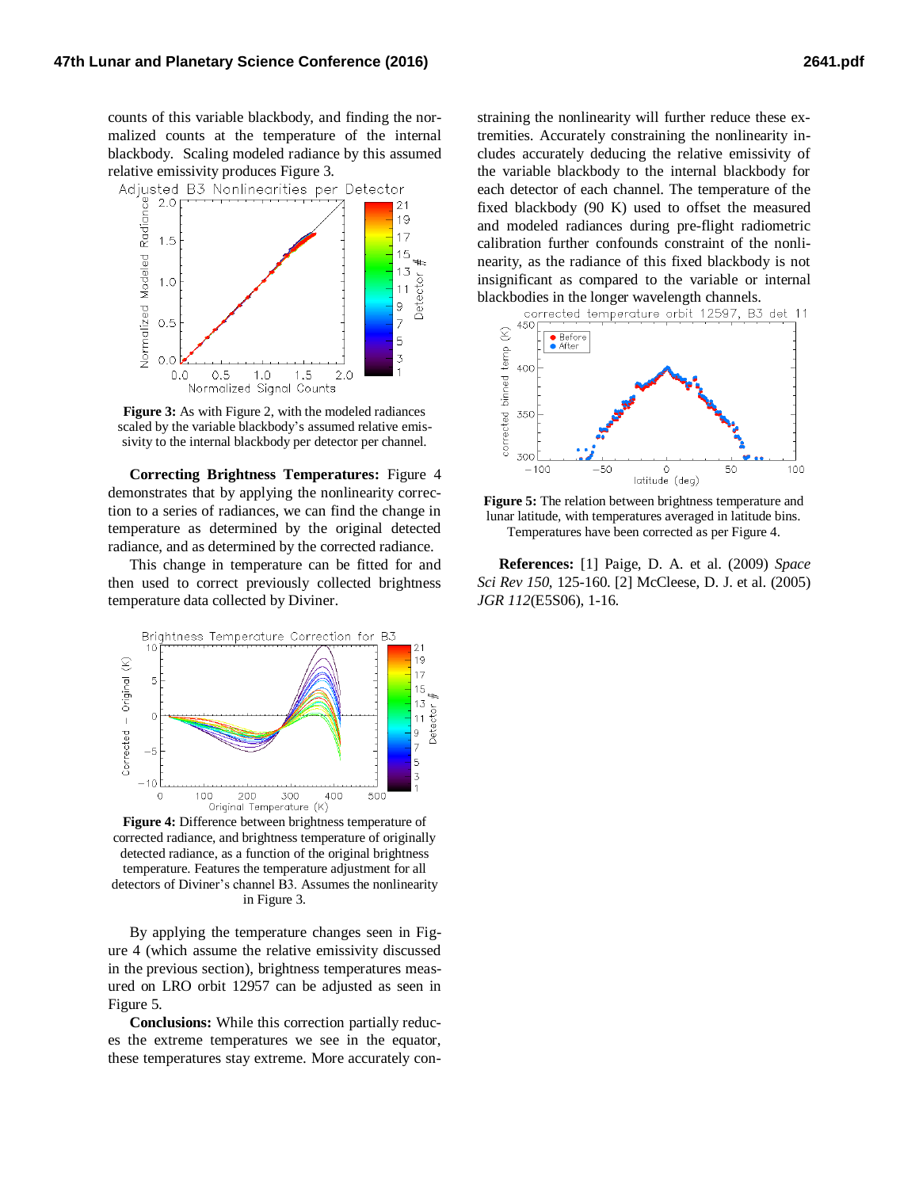counts of this variable blackbody, and finding the normalized counts at the temperature of the internal blackbody. Scaling modeled radiance by this assumed relative emissivity produces Figure 3.

Adjusted B3 Nonlinearities per Detector

Normalized Modeled Radiance

Normalized Signal Counts

Detector #

0.0 0.5 1.0 1.5 2.0

0.0 0.5 1.0 1.5 2.0

1 3 5 7 9 11 13 15 17 19 21

**Figure 3:** As with Figure 2, with the modeled radiances scaled by the variable blackbody's assumed relative emissivity to the internal blackbody per detector per channel.

**Correcting Brightness Temperatures:** Figure 4 demonstrates that by applying the nonlinearity correction to a series of radiances, we can find the change in temperature as determined by the original detected radiance, and as determined by the corrected radiance.

This change in temperature can be fitted for and then used to correct previously collected brightness temperature data collected by Diviner.

Brightness Temperature Correction for B3

Corrected – Original (K)

Original Temperature (K)

Detector #

−10 −5 0 5 10

0 100 200 300 400 500

1 3 5 7 9 11 13 15 17 19 21

**Figure 4:** Difference between brightness temperature of corrected radiance, and brightness temperature of originally detected radiance, as a function of the original brightness temperature. Features the temperature adjustment for all detectors of Diviner's channel B3. Assumes the nonlinearity in Figure 3.

By applying the temperature changes seen in Figure 4 (which assume the relative emissivity discussed in the previous section), brightness temperatures measured on LRO orbit 12957 can be adjusted as seen in Figure 5.

**Conclusions:** While this correction partially reduces the extreme temperatures we see in the equator, these temperatures stay extreme. More accurately constraining the nonlinearity will further reduce these extremities. Accurately constraining the nonlinearity includes accurately deducing the relative emissivity of the variable blackbody to the internal blackbody for each detector of each channel. The temperature of the fixed blackbody (90 K) used to offset the measured and modeled radiances during pre-flight radiometric calibration further confounds constraint of the nonlinearity, as the radiance of this fixed blackbody is not insignificant as compared to the variable or internal blackbodies in the longer wavelength channels.

corrected temperature orbit 12597, B3 det 11

corrected binned temp (K)

latitude (deg)

Before

After

300 350 400 450

−100 −50 0 50 100

**Figure 5:** The relation between brightness temperature and lunar latitude, with temperatures averaged in latitude bins. Temperatures have been corrected as per Figure 4.

**References:** [1] Paige, D. A. et al. (2009) *Space Sci Rev 150*, 125-160. [2] McCleese, D. J. et al. (2005) *JGR 112*(E5S06), 1-16.